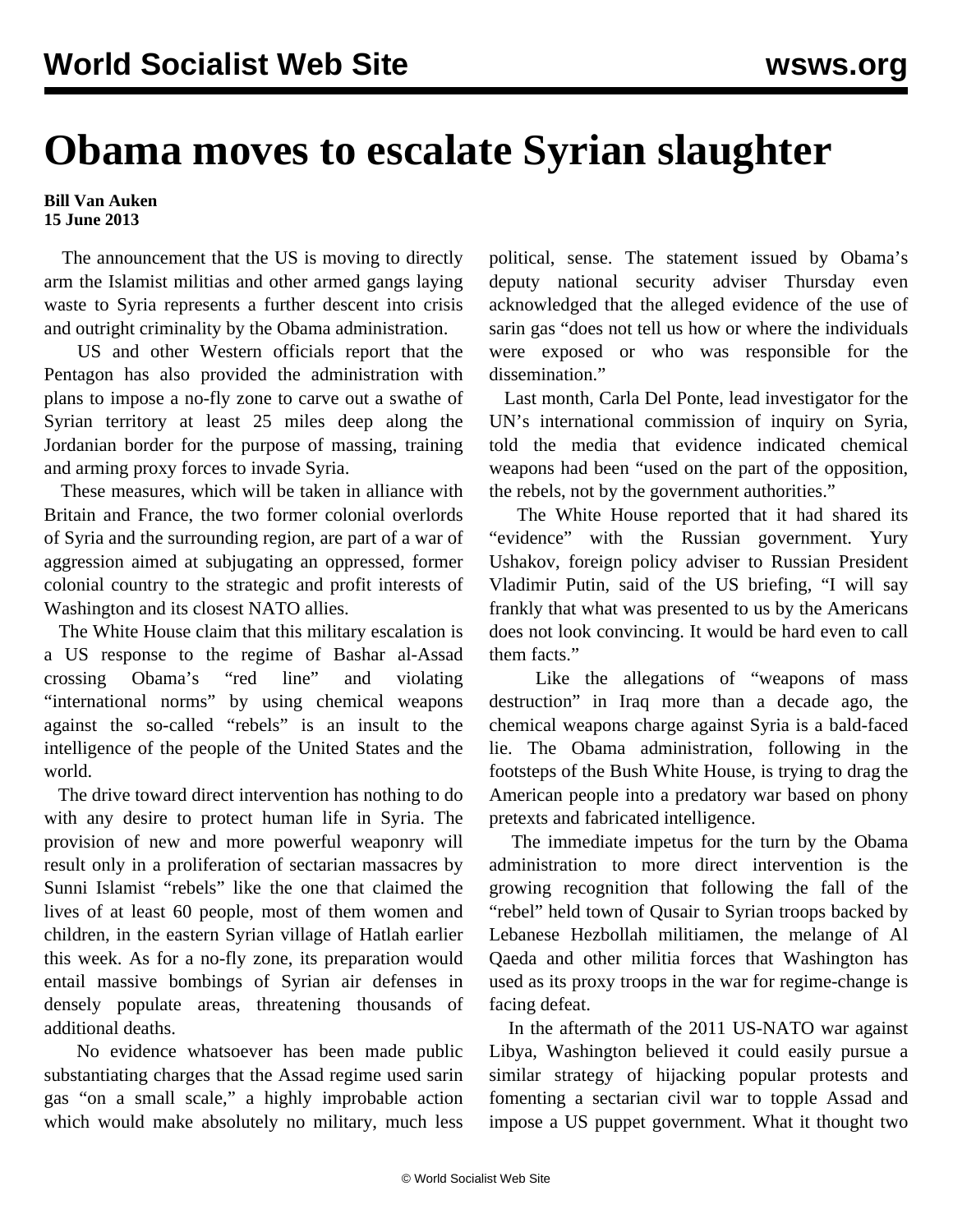# Obama moves to escalate Syrian slaughter

**Bill Van Auken**
**15 June 2013**

The announcement that the US is moving to directly arm the Islamist militias and other armed gangs laying waste to Syria represents a further descent into crisis and outright criminality by the Obama administration.

US and other Western officials report that the Pentagon has also provided the administration with plans to impose a no-fly zone to carve out a swathe of Syrian territory at least 25 miles deep along the Jordanian border for the purpose of massing, training and arming proxy forces to invade Syria.

These measures, which will be taken in alliance with Britain and France, the two former colonial overlords of Syria and the surrounding region, are part of a war of aggression aimed at subjugating an oppressed, former colonial country to the strategic and profit interests of Washington and its closest NATO allies.

The White House claim that this military escalation is a US response to the regime of Bashar al-Assad crossing Obama's "red line" and violating "international norms" by using chemical weapons against the so-called "rebels" is an insult to the intelligence of the people of the United States and the world.

The drive toward direct intervention has nothing to do with any desire to protect human life in Syria. The provision of new and more powerful weaponry will result only in a proliferation of sectarian massacres by Sunni Islamist "rebels" like the one that claimed the lives of at least 60 people, most of them women and children, in the eastern Syrian village of Hatlah earlier this week. As for a no-fly zone, its preparation would entail massive bombings of Syrian air defenses in densely populate areas, threatening thousands of additional deaths.

No evidence whatsoever has been made public substantiating charges that the Assad regime used sarin gas "on a small scale," a highly improbable action which would make absolutely no military, much less political, sense. The statement issued by Obama's deputy national security adviser Thursday even acknowledged that the alleged evidence of the use of sarin gas "does not tell us how or where the individuals were exposed or who was responsible for the dissemination."

Last month, Carla Del Ponte, lead investigator for the UN's international commission of inquiry on Syria, told the media that evidence indicated chemical weapons had been "used on the part of the opposition, the rebels, not by the government authorities."

The White House reported that it had shared its "evidence" with the Russian government. Yury Ushakov, foreign policy adviser to Russian President Vladimir Putin, said of the US briefing, "I will say frankly that what was presented to us by the Americans does not look convincing. It would be hard even to call them facts."

Like the allegations of "weapons of mass destruction" in Iraq more than a decade ago, the chemical weapons charge against Syria is a bald-faced lie. The Obama administration, following in the footsteps of the Bush White House, is trying to drag the American people into a predatory war based on phony pretexts and fabricated intelligence.

The immediate impetus for the turn by the Obama administration to more direct intervention is the growing recognition that following the fall of the "rebel" held town of Qusair to Syrian troops backed by Lebanese Hezbollah militiamen, the melange of Al Qaeda and other militia forces that Washington has used as its proxy troops in the war for regime-change is facing defeat.

In the aftermath of the 2011 US-NATO war against Libya, Washington believed it could easily pursue a similar strategy of hijacking popular protests and fomenting a sectarian civil war to topple Assad and impose a US puppet government. What it thought two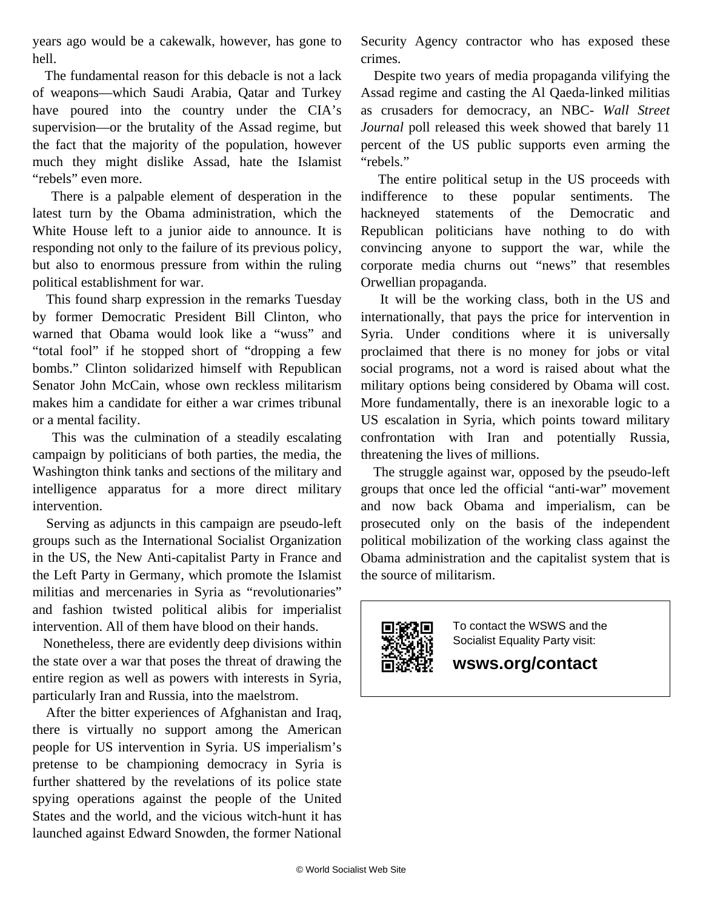years ago would be a cakewalk, however, has gone to hell.

The fundamental reason for this debacle is not a lack of weapons—which Saudi Arabia, Qatar and Turkey have poured into the country under the CIA's supervision—or the brutality of the Assad regime, but the fact that the majority of the population, however much they might dislike Assad, hate the Islamist "rebels" even more.

There is a palpable element of desperation in the latest turn by the Obama administration, which the White House left to a junior aide to announce. It is responding not only to the failure of its previous policy, but also to enormous pressure from within the ruling political establishment for war.

This found sharp expression in the remarks Tuesday by former Democratic President Bill Clinton, who warned that Obama would look like a "wuss" and "total fool" if he stopped short of "dropping a few bombs." Clinton solidarized himself with Republican Senator John McCain, whose own reckless militarism makes him a candidate for either a war crimes tribunal or a mental facility.

This was the culmination of a steadily escalating campaign by politicians of both parties, the media, the Washington think tanks and sections of the military and intelligence apparatus for a more direct military intervention.

Serving as adjuncts in this campaign are pseudo-left groups such as the International Socialist Organization in the US, the New Anti-capitalist Party in France and the Left Party in Germany, which promote the Islamist militias and mercenaries in Syria as "revolutionaries" and fashion twisted political alibis for imperialist intervention. All of them have blood on their hands.

Nonetheless, there are evidently deep divisions within the state over a war that poses the threat of drawing the entire region as well as powers with interests in Syria, particularly Iran and Russia, into the maelstrom.

After the bitter experiences of Afghanistan and Iraq, there is virtually no support among the American people for US intervention in Syria. US imperialism's pretense to be championing democracy in Syria is further shattered by the revelations of its police state spying operations against the people of the United States and the world, and the vicious witch-hunt it has launched against Edward Snowden, the former National Security Agency contractor who has exposed these crimes.

Despite two years of media propaganda vilifying the Assad regime and casting the Al Qaeda-linked militias as crusaders for democracy, an NBC- *Wall Street Journal* poll released this week showed that barely 11 percent of the US public supports even arming the "rebels."

The entire political setup in the US proceeds with indifference to these popular sentiments. The hackneyed statements of the Democratic and Republican politicians have nothing to do with convincing anyone to support the war, while the corporate media churns out "news" that resembles Orwellian propaganda.

It will be the working class, both in the US and internationally, that pays the price for intervention in Syria. Under conditions where it is universally proclaimed that there is no money for jobs or vital social programs, not a word is raised about what the military options being considered by Obama will cost. More fundamentally, there is an inexorable logic to a US escalation in Syria, which points toward military confrontation with Iran and potentially Russia, threatening the lives of millions.

The struggle against war, opposed by the pseudo-left groups that once led the official "anti-war" movement and now back Obama and imperialism, can be prosecuted only on the basis of the independent political mobilization of the working class against the Obama administration and the capitalist system that is the source of militarism.

To contact the WSWS and the Socialist Equality Party visit:

**wsws.org/contact**